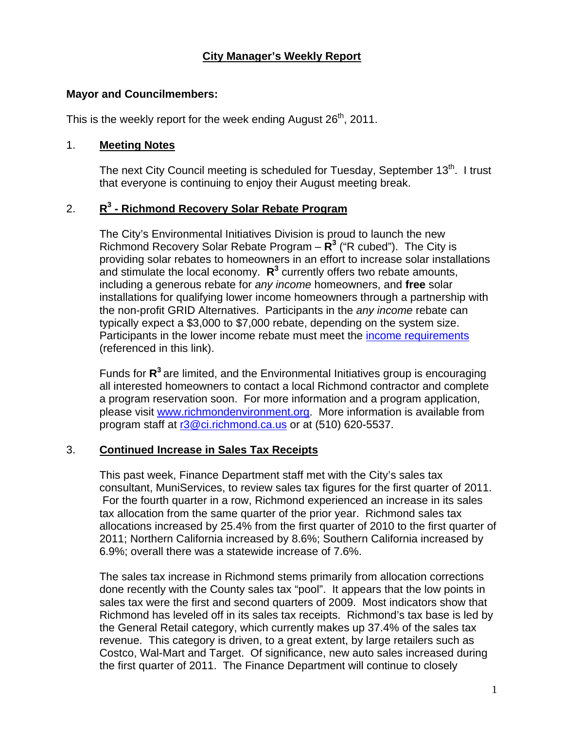# City Manager's Weekly Report

**Mayor and Councilmembers:**

This is the weekly report for the week ending August 26th, 2011.

## 1. Meeting Notes

The next City Council meeting is scheduled for Tuesday, September 13th. I trust that everyone is continuing to enjoy their August meeting break.

## 2. $R^3$ - Richmond Recovery Solar Rebate Program

The City's Environmental Initiatives Division is proud to launch the new Richmond Recovery Solar Rebate Program – $\mathbf{R^3}$ ("R cubed"). The City is providing solar rebates to homeowners in an effort to increase solar installations and stimulate the local economy. $\mathbf{R^3}$ currently offers two rebate amounts, including a generous rebate for *any income* homeowners, and **free** solar installations for qualifying lower income homeowners through a partnership with the non-profit GRID Alternatives. Participants in the *any income* rebate can typically expect a $3,000 to $7,000 rebate, depending on the system size. Participants in the lower income rebate must meet the income requirements (referenced in this link).

Funds for $\mathbf{R^3}$ are limited, and the Environmental Initiatives group is encouraging all interested homeowners to contact a local Richmond contractor and complete a program reservation soon. For more information and a program application, please visit www.richmondenvironment.org. More information is available from program staff at r3@ci.richmond.ca.us or at (510) 620-5537.

## 3. Continued Increase in Sales Tax Receipts

This past week, Finance Department staff met with the City's sales tax consultant, MuniServices, to review sales tax figures for the first quarter of 2011. For the fourth quarter in a row, Richmond experienced an increase in its sales tax allocation from the same quarter of the prior year. Richmond sales tax allocations increased by 25.4% from the first quarter of 2010 to the first quarter of 2011; Northern California increased by 8.6%; Southern California increased by 6.9%; overall there was a statewide increase of 7.6%.

The sales tax increase in Richmond stems primarily from allocation corrections done recently with the County sales tax "pool". It appears that the low points in sales tax were the first and second quarters of 2009. Most indicators show that Richmond has leveled off in its sales tax receipts. Richmond's tax base is led by the General Retail category, which currently makes up 37.4% of the sales tax revenue. This category is driven, to a great extent, by large retailers such as Costco, Wal-Mart and Target. Of significance, new auto sales increased during the first quarter of 2011. The Finance Department will continue to closely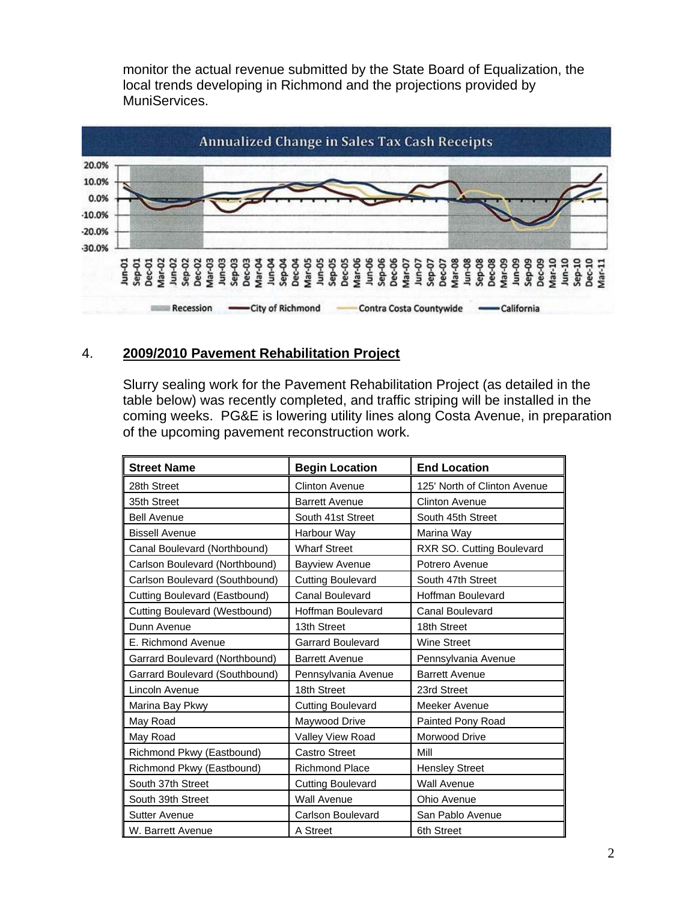monitor the actual revenue submitted by the State Board of Equalization, the local trends developing in Richmond and the projections provided by MuniServices.

## 4. **2009/2010 Pavement Rehabilitation Project**

Slurry sealing work for the Pavement Rehabilitation Project (as detailed in the table below) was recently completed, and traffic striping will be installed in the coming weeks. PG&E is lowering utility lines along Costa Avenue, in preparation of the upcoming pavement reconstruction work.

| Street Name | Begin Location | End Location |
|---|---|---|
| 28th Street | Clinton Avenue | 125' North of Clinton Avenue |
| 35th Street | Barrett Avenue | Clinton Avenue |
| Bell Avenue | South 41st Street | South 45th Street |
| Bissell Avenue | Harbour Way | Marina Way |
| Canal Boulevard (Northbound) | Wharf Street | RXR SO. Cutting Boulevard |
| Carlson Boulevard (Northbound) | Bayview Avenue | Potrero Avenue |
| Carlson Boulevard (Southbound) | Cutting Boulevard | South 47th Street |
| Cutting Boulevard (Eastbound) | Canal Boulevard | Hoffman Boulevard |
| Cutting Boulevard (Westbound) | Hoffman Boulevard | Canal Boulevard |
| Dunn Avenue | 13th Street | 18th Street |
| E. Richmond Avenue | Garrard Boulevard | Wine Street |
| Garrard Boulevard (Northbound) | Barrett Avenue | Pennsylvania Avenue |
| Garrard Boulevard (Southbound) | Pennsylvania Avenue | Barrett Avenue |
| Lincoln Avenue | 18th Street | 23rd Street |
| Marina Bay Pkwy | Cutting Boulevard | Meeker Avenue |
| May Road | Maywood Drive | Painted Pony Road |
| May Road | Valley View Road | Morwood Drive |
| Richmond Pkwy (Eastbound) | Castro Street | Mill |
| Richmond Pkwy (Eastbound) | Richmond Place | Hensley Street |
| South 37th Street | Cutting Boulevard | Wall Avenue |
| South 39th Street | Wall Avenue | Ohio Avenue |
| Sutter Avenue | Carlson Boulevard | San Pablo Avenue |
| W. Barrett Avenue | A Street | 6th Street |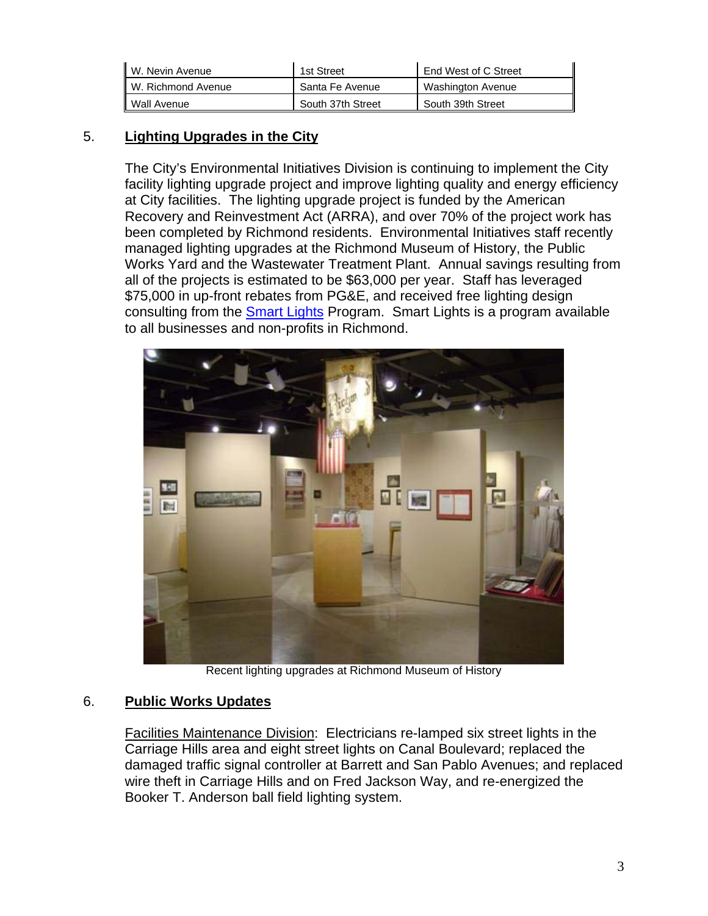| W. Nevin Avenue | 1st Street | End West of C Street |
|---|---|---|
| W. Richmond Avenue | Santa Fe Avenue | Washington Avenue |
| Wall Avenue | South 37th Street | South 39th Street |

## 5. Lighting Upgrades in the City

The City's Environmental Initiatives Division is continuing to implement the City facility lighting upgrade project and improve lighting quality and energy efficiency at City facilities. The lighting upgrade project is funded by the American Recovery and Reinvestment Act (ARRA), and over 70% of the project work has been completed by Richmond residents. Environmental Initiatives staff recently managed lighting upgrades at the Richmond Museum of History, the Public Works Yard and the Wastewater Treatment Plant. Annual savings resulting from all of the projects is estimated to be $63,000 per year. Staff has leveraged $75,000 in up-front rebates from PG&E, and received free lighting design consulting from the Smart Lights Program. Smart Lights is a program available to all businesses and non-profits in Richmond.

Recent lighting upgrades at Richmond Museum of History

## 6. Public Works Updates

Facilities Maintenance Division: Electricians re-lamped six street lights in the Carriage Hills area and eight street lights on Canal Boulevard; replaced the damaged traffic signal controller at Barrett and San Pablo Avenues; and replaced wire theft in Carriage Hills and on Fred Jackson Way, and re-energized the Booker T. Anderson ball field lighting system.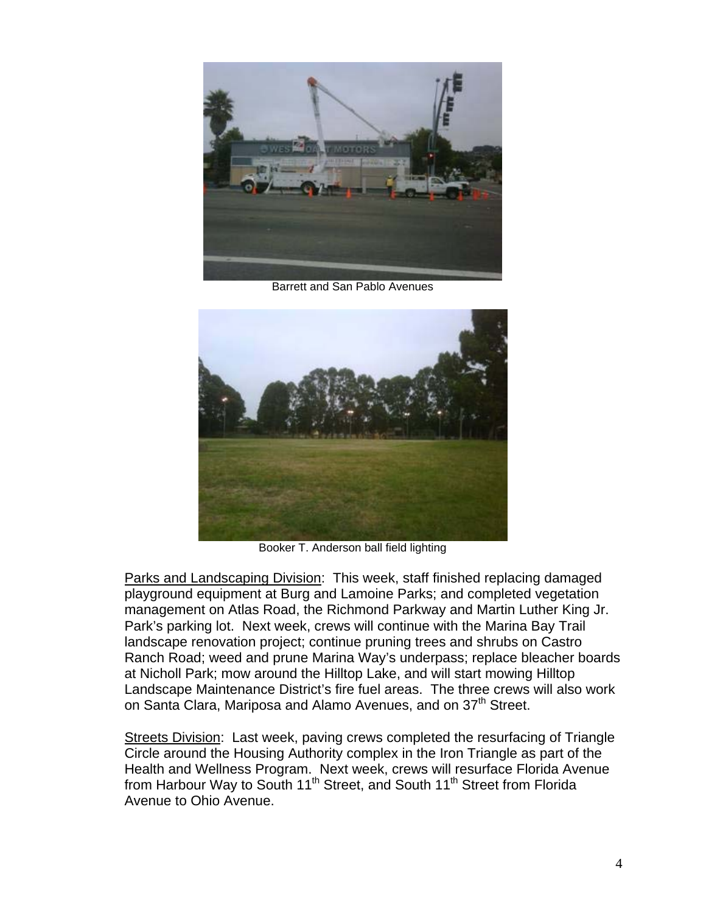Barrett and San Pablo Avenues

Booker T. Anderson ball field lighting

Parks and Landscaping Division: This week, staff finished replacing damaged playground equipment at Burg and Lamoine Parks; and completed vegetation management on Atlas Road, the Richmond Parkway and Martin Luther King Jr. Park's parking lot. Next week, crews will continue with the Marina Bay Trail landscape renovation project; continue pruning trees and shrubs on Castro Ranch Road; weed and prune Marina Way's underpass; replace bleacher boards at Nicholl Park; mow around the Hilltop Lake, and will start mowing Hilltop Landscape Maintenance District's fire fuel areas. The three crews will also work on Santa Clara, Mariposa and Alamo Avenues, and on 37th Street.

Streets Division: Last week, paving crews completed the resurfacing of Triangle Circle around the Housing Authority complex in the Iron Triangle as part of the Health and Wellness Program. Next week, crews will resurface Florida Avenue from Harbour Way to South 11th Street, and South 11th Street from Florida Avenue to Ohio Avenue.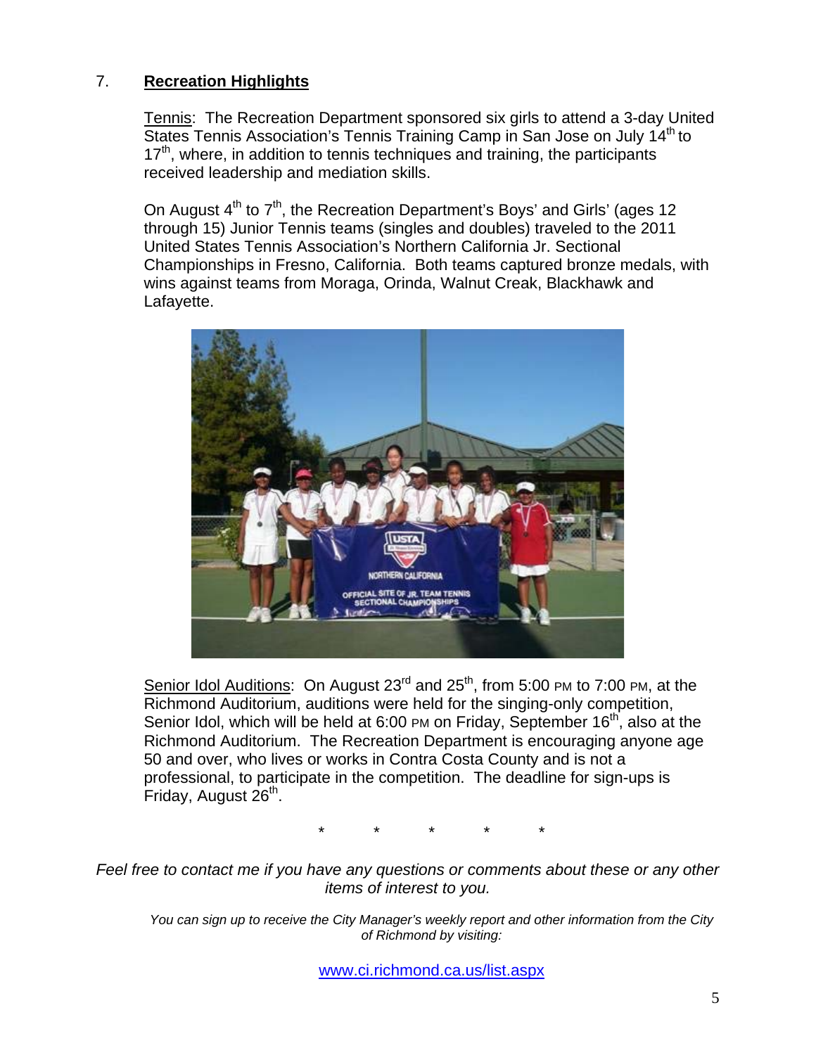## 7. **Recreation Highlights**

Tennis: The Recreation Department sponsored six girls to attend a 3-day United States Tennis Association's Tennis Training Camp in San Jose on July 14th to 17th, where, in addition to tennis techniques and training, the participants received leadership and mediation skills.

On August 4th to 7th, the Recreation Department's Boys' and Girls' (ages 12 through 15) Junior Tennis teams (singles and doubles) traveled to the 2011 United States Tennis Association's Northern California Jr. Sectional Championships in Fresno, California. Both teams captured bronze medals, with wins against teams from Moraga, Orinda, Walnut Creek, Blackhawk and Lafayette.

Senior Idol Auditions: On August 23rd and 25th, from 5:00 PM to 7:00 PM, at the Richmond Auditorium, auditions were held for the singing-only competition, Senior Idol, which will be held at 6:00 PM on Friday, September 16th, also at the Richmond Auditorium. The Recreation Department is encouraging anyone age 50 and over, who lives or works in Contra Costa County and is not a professional, to participate in the competition. The deadline for sign-ups is Friday, August 26th.

\* \* \* \* \*

*Feel free to contact me if you have any questions or comments about these or any other items of interest to you.*

*You can sign up to receive the City Manager's weekly report and other information from the City of Richmond by visiting:*

www.ci.richmond.ca.us/list.aspx